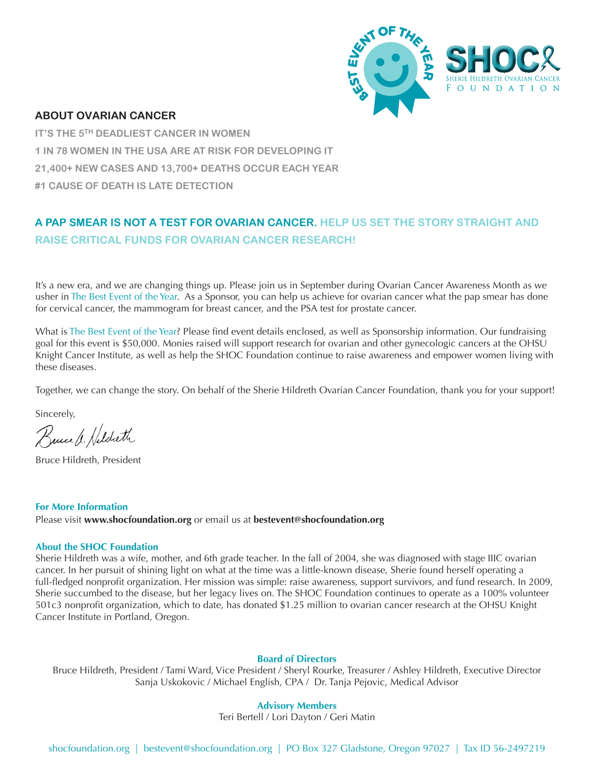BEST EVENT OF THE YEAR

SHOC — Sherie Hildreth Ovarian Cancer Foundation

## ABOUT OVARIAN CANCER

**IT'S THE 5TH DEADLIEST CANCER IN WOMEN**

**1 IN 78 WOMEN IN THE USA ARE AT RISK FOR DEVELOPING IT**

**21,400+ NEW CASES AND 13,700+ DEATHS OCCUR EACH YEAR**

**#1 CAUSE OF DEATH IS LATE DETECTION**

**A PAP SMEAR IS NOT A TEST FOR OVARIAN CANCER. HELP US SET THE STORY STRAIGHT AND RAISE CRITICAL FUNDS FOR OVARIAN CANCER RESEARCH!**

It's a new era, and we are changing things up. Please join us in September during Ovarian Cancer Awareness Month as we usher in The Best Event of the Year. As a Sponsor, you can help us achieve for ovarian cancer what the pap smear has done for cervical cancer, the mammogram for breast cancer, and the PSA test for prostate cancer.

What is The Best Event of the Year? Please find event details enclosed, as well as Sponsorship information. Our fundraising goal for this event is $50,000. Monies raised will support research for ovarian and other gynecologic cancers at the OHSU Knight Cancer Institute, as well as help the SHOC Foundation continue to raise awareness and empower women living with these diseases.

Together, we can change the story. On behalf of the Sherie Hildreth Ovarian Cancer Foundation, thank you for your support!

Sincerely,

Bruce Hildreth, President

**For More Information**

Please visit **www.shocfoundation.org** or email us at **bestevent@shocfoundation.org**

**About the SHOC Foundation**

Sherie Hildreth was a wife, mother, and 6th grade teacher. In the fall of 2004, she was diagnosed with stage IIIC ovarian cancer. In her pursuit of shining light on what at the time was a little-known disease, Sherie found herself operating a full-fledged nonprofit organization. Her mission was simple: raise awareness, support survivors, and fund research. In 2009, Sherie succumbed to the disease, but her legacy lives on. The SHOC Foundation continues to operate as a 100% volunteer 501c3 nonprofit organization, which to date, has donated $1.25 million to ovarian cancer research at the OHSU Knight Cancer Institute in Portland, Oregon.

**Board of Directors**

Bruce Hildreth, President / Tami Ward, Vice President / Sheryl Rourke, Treasurer / Ashley Hildreth, Executive Director
Sanja Uskokovic / Michael English, CPA / Dr. Tanja Pejovic, Medical Advisor

**Advisory Members**

Teri Bertell / Lori Dayton / Geri Matin

shocfoundation.org | bestevent@shocfoundation.org | PO Box 327 Gladstone, Oregon 97027 | Tax ID 56-2497219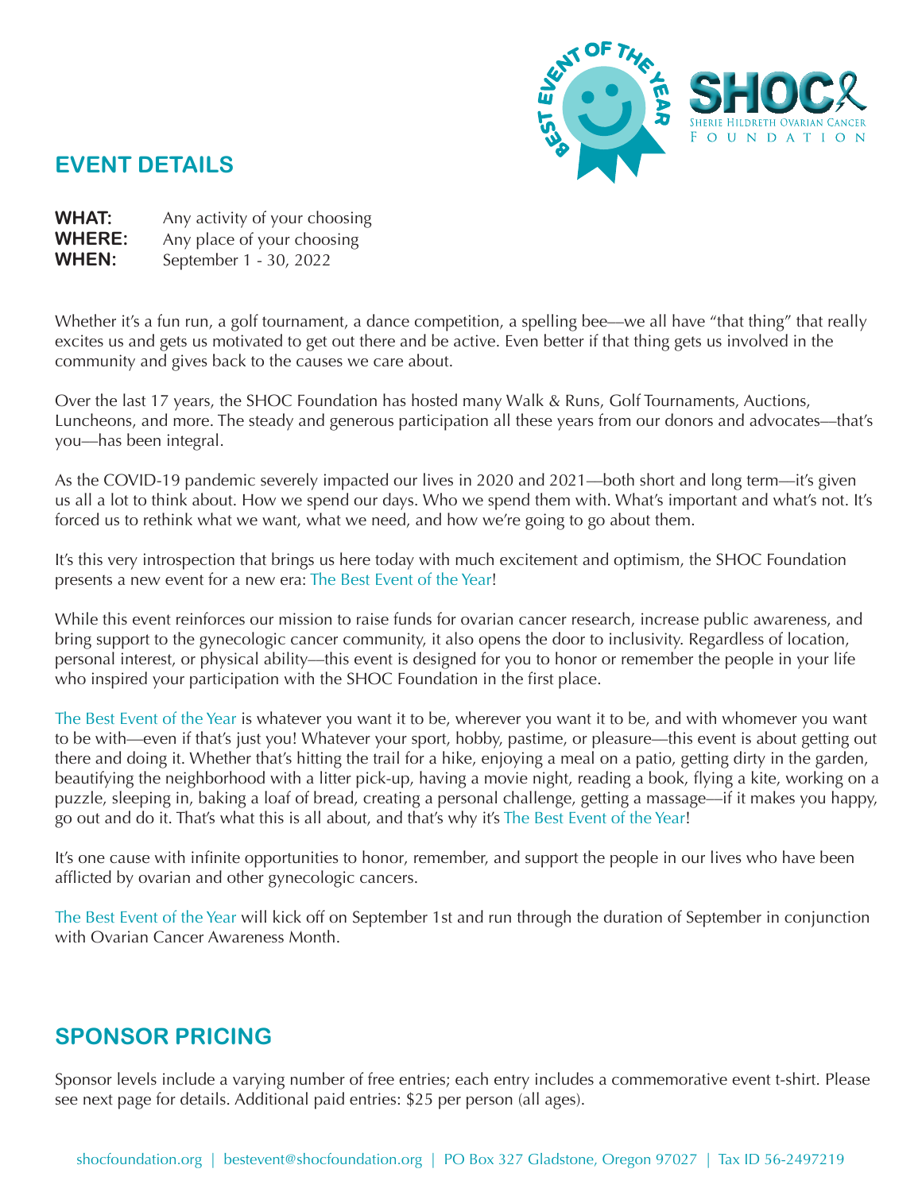## EVENT DETAILS

**WHAT:** Any activity of your choosing
**WHERE:** Any place of your choosing
**WHEN:** September 1 - 30, 2022

Whether it's a fun run, a golf tournament, a dance competition, a spelling bee—we all have "that thing" that really excites us and gets us motivated to get out there and be active. Even better if that thing gets us involved in the community and gives back to the causes we care about.

Over the last 17 years, the SHOC Foundation has hosted many Walk & Runs, Golf Tournaments, Auctions, Luncheons, and more. The steady and generous participation all these years from our donors and advocates—that's you—has been integral.

As the COVID-19 pandemic severely impacted our lives in 2020 and 2021—both short and long term—it's given us all a lot to think about. How we spend our days. Who we spend them with. What's important and what's not. It's forced us to rethink what we want, what we need, and how we're going to go about them.

It's this very introspection that brings us here today with much excitement and optimism, the SHOC Foundation presents a new event for a new era: The Best Event of the Year!

While this event reinforces our mission to raise funds for ovarian cancer research, increase public awareness, and bring support to the gynecologic cancer community, it also opens the door to inclusivity. Regardless of location, personal interest, or physical ability—this event is designed for you to honor or remember the people in your life who inspired your participation with the SHOC Foundation in the first place.

The Best Event of the Year is whatever you want it to be, wherever you want it to be, and with whomever you want to be with—even if that's just you! Whatever your sport, hobby, pastime, or pleasure—this event is about getting out there and doing it. Whether that's hitting the trail for a hike, enjoying a meal on a patio, getting dirty in the garden, beautifying the neighborhood with a litter pick-up, having a movie night, reading a book, flying a kite, working on a puzzle, sleeping in, baking a loaf of bread, creating a personal challenge, getting a massage—if it makes you happy, go out and do it. That's what this is all about, and that's why it's The Best Event of the Year!

It's one cause with infinite opportunities to honor, remember, and support the people in our lives who have been afflicted by ovarian and other gynecologic cancers.

The Best Event of the Year will kick off on September 1st and run through the duration of September in conjunction with Ovarian Cancer Awareness Month.

## SPONSOR PRICING

Sponsor levels include a varying number of free entries; each entry includes a commemorative event t-shirt. Please see next page for details. Additional paid entries: $25 per person (all ages).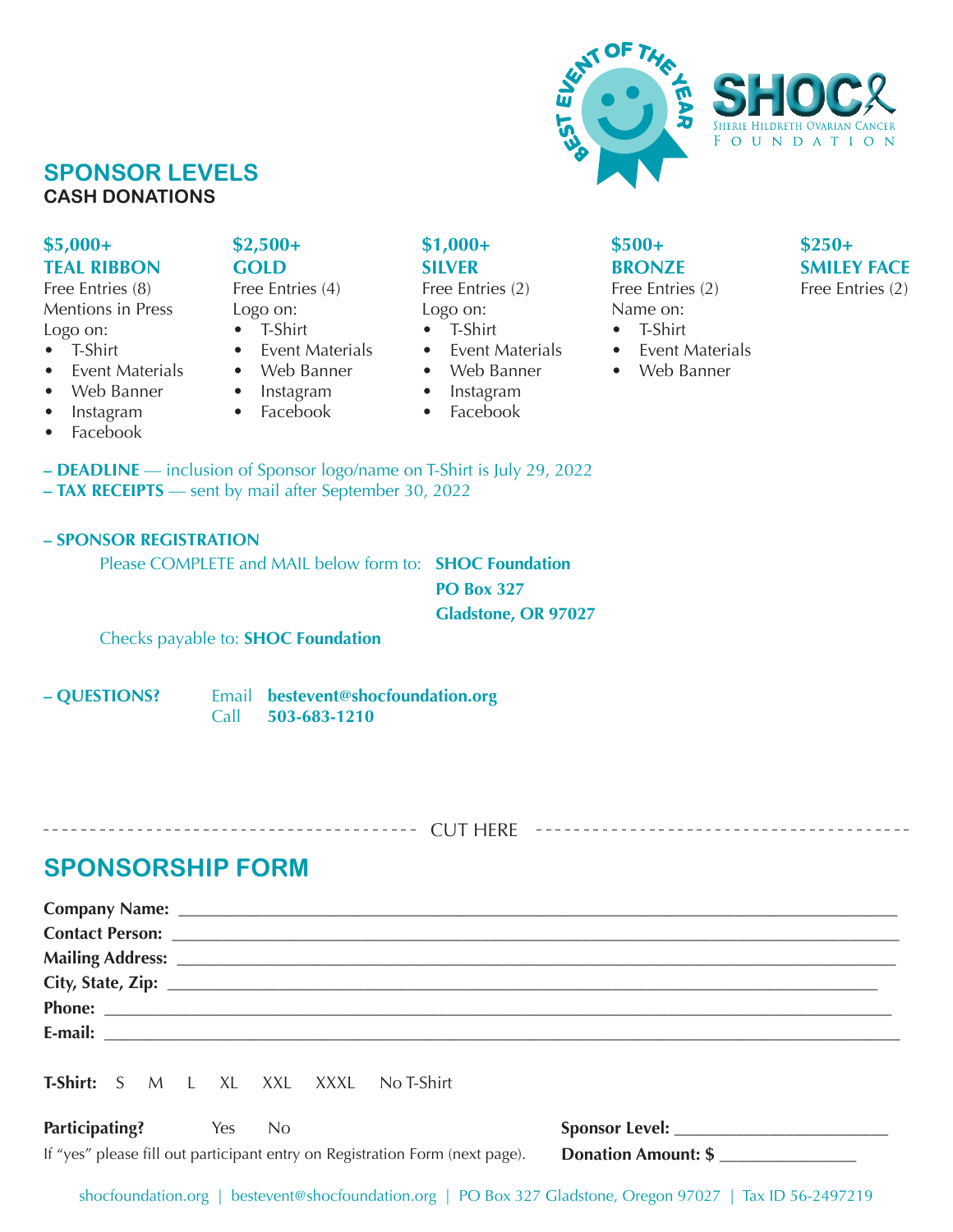BEST EVENT OF THE YEAR

SHOC
SHERIE HILDRETH OVARIAN CANCER FOUNDATION

## SPONSOR LEVELS

### CASH DONATIONS

**$5,000+**
**TEAL RIBBON**
Free Entries (8)
Mentions in Press
Logo on:
- T-Shirt
- Event Materials
- Web Banner
- Instagram
- Facebook

**$2,500+**
**GOLD**
Free Entries (4)
Logo on:
- T-Shirt
- Event Materials
- Web Banner
- Instagram
- Facebook

**$1,000+**
**SILVER**
Free Entries (2)
Logo on:
- T-Shirt
- Event Materials
- Web Banner
- Instagram
- Facebook

**$500+**
**BRONZE**
Free Entries (2)
Name on:
- T-Shirt
- Event Materials
- Web Banner

**$250+**
**SMILEY FACE**
Free Entries (2)

**– DEADLINE** — inclusion of Sponsor logo/name on T-Shirt is July 29, 2022
**– TAX RECEIPTS** — sent by mail after September 30, 2022

**– SPONSOR REGISTRATION**

Please COMPLETE and MAIL below form to: **SHOC Foundation**
**PO Box 327**
**Gladstone, OR 97027**

Checks payable to: **SHOC Foundation**

**– QUESTIONS?** Email **bestevent@shocfoundation.org**
Call **503-683-1210**

---------------------------------------- CUT HERE ----------------------------------------

## SPONSORSHIP FORM

**Company Name:** ______________________________________________
**Contact Person:** ______________________________________________
**Mailing Address:** ______________________________________________
**City, State, Zip:** ______________________________________________
**Phone:** ______________________________________________
**E-mail:** ______________________________________________

**T-Shirt:** S M L XL XXL XXXL No T-Shirt

**Participating?** Yes No
If "yes" please fill out participant entry on Registration Form (next page).

**Sponsor Level:** ________________________
**Donation Amount: $** ________________

shocfoundation.org | bestevent@shocfoundation.org | PO Box 327 Gladstone, Oregon 97027 | Tax ID 56-2497219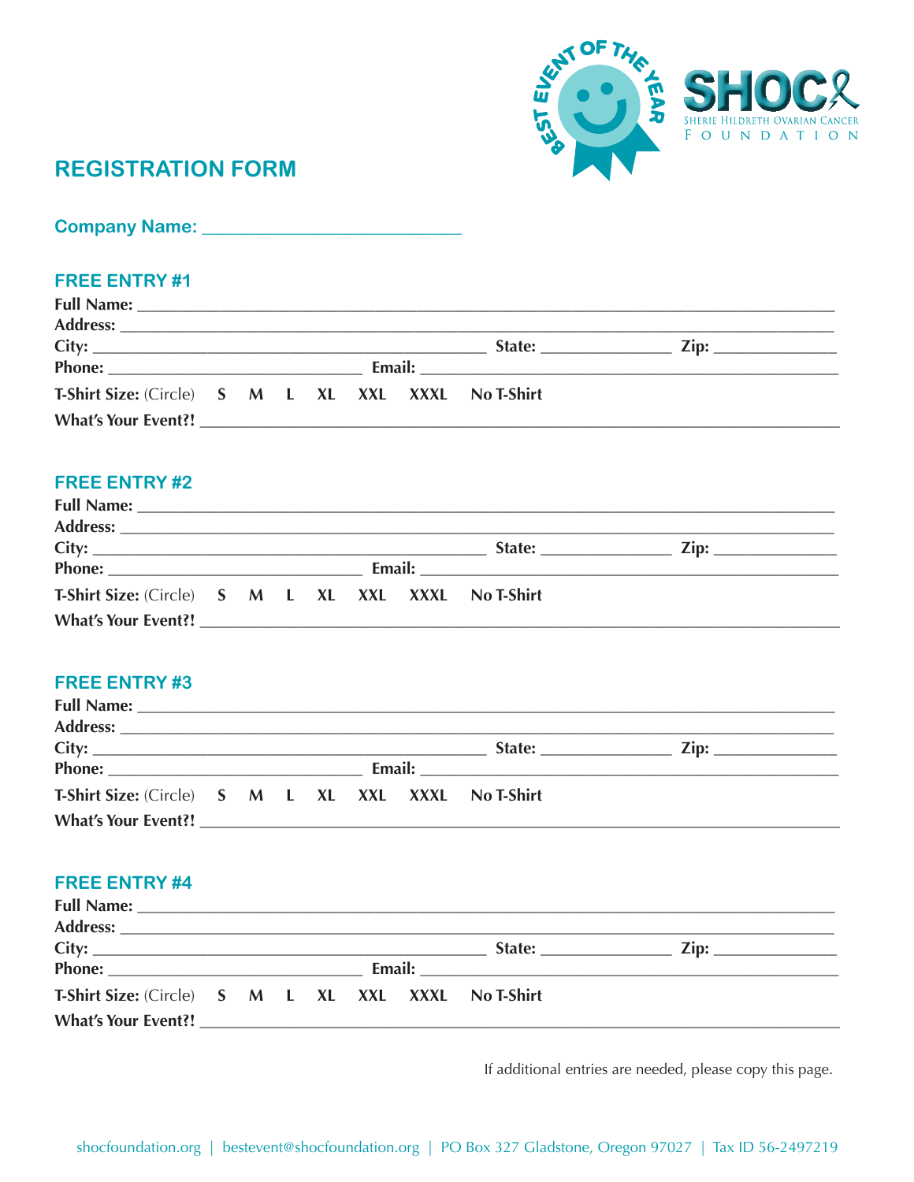BEST EVENT OF THE YEAR

SHOC

SHERIE HILDRETH OVARIAN CANCER FOUNDATION

## REGISTRATION FORM

**Company Name:** ___________________________

### FREE ENTRY #1

**Full Name:** ______________________________________________________________________________

**Address:** ________________________________________________________________________________

**City:** ________________________________________ **State:** ______________ **Zip:** _____________

**Phone:** ___________________________ **Email:** ___________________________________________

**T-Shirt Size:** (Circle) **S M L XL XXL XXXL No T-Shirt**

**What's Your Event?!** ______________________________________________________________________

### FREE ENTRY #2

**Full Name:** ______________________________________________________________________________

**Address:** ________________________________________________________________________________

**City:** ________________________________________ **State:** ______________ **Zip:** _____________

**Phone:** ___________________________ **Email:** ___________________________________________

**T-Shirt Size:** (Circle) **S M L XL XXL XXXL No T-Shirt**

**What's Your Event?!** ______________________________________________________________________

### FREE ENTRY #3

**Full Name:** ______________________________________________________________________________

**Address:** ________________________________________________________________________________

**City:** ________________________________________ **State:** ______________ **Zip:** _____________

**Phone:** ___________________________ **Email:** ___________________________________________

**T-Shirt Size:** (Circle) **S M L XL XXL XXXL No T-Shirt**

**What's Your Event?!** ______________________________________________________________________

### FREE ENTRY #4

**Full Name:** ______________________________________________________________________________

**Address:** ________________________________________________________________________________

**City:** ________________________________________ **State:** ______________ **Zip:** _____________

**Phone:** ___________________________ **Email:** ___________________________________________

**T-Shirt Size:** (Circle) **S M L XL XXL XXXL No T-Shirt**

**What's Your Event?!** ______________________________________________________________________

If additional entries are needed, please copy this page.

shocfoundation.org | bestevent@shocfoundation.org | PO Box 327 Gladstone, Oregon 97027 | Tax ID 56-2497219